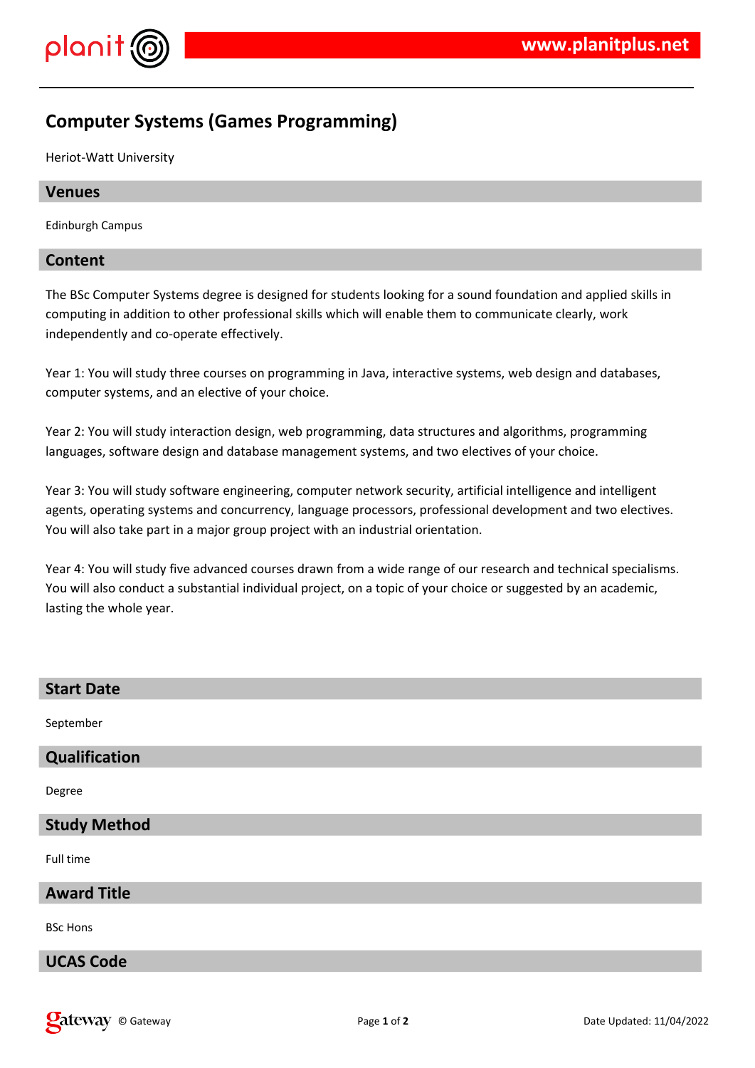# Computer Systems (Games Programming)

Heriot-Watt University

## Venues

Edinburgh Campus

## Content

The BSc Computer Systems degree is designed for students looking for a sound foundation and applied skills in computing in addition to other professional skills which will enable them to communicate clearly, work independently and co-operate effectively.

Year 1: You will study three courses on programming in Java, interactive systems, web design and databases, computer systems, and an elective of your choice.

Year 2: You will study interaction design, web programming, data structures and algorithms, programming languages, software design and database management systems, and two electives of your choice.

Year 3: You will study software engineering, computer network security, artificial intelligence and intelligent agents, operating systems and concurrency, language processors, professional development and two electives. You will also take part in a major group project with an industrial orientation.

Year 4: You will study five advanced courses drawn from a wide range of our research and technical specialisms. You will also conduct a substantial individual project, on a topic of your choice or suggested by an academic, lasting the whole year.

## Start Date

September

## Qualification

Degree

## Study Method

Full time

## Award Title

BSc Hons

## UCAS Code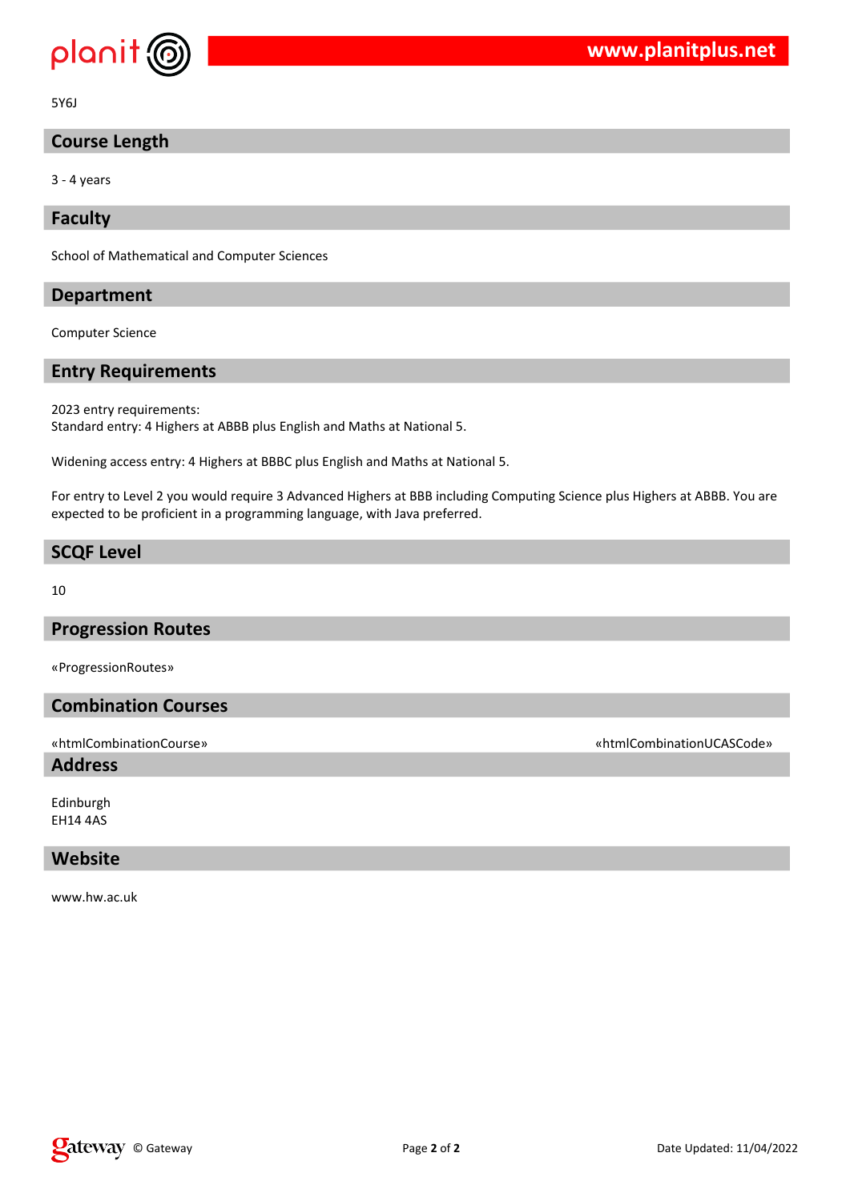5Y6J

## Course Length

3 - 4 years

## Faculty

School of Mathematical and Computer Sciences

## Department

Computer Science

## Entry Requirements

2023 entry requirements:
Standard entry: 4 Highers at ABBB plus English and Maths at National 5.

Widening access entry: 4 Highers at BBBC plus English and Maths at National 5.

For entry to Level 2 you would require 3 Advanced Highers at BBB including Computing Science plus Highers at ABBB. You are expected to be proficient in a programming language, with Java preferred.

## SCQF Level

10

## Progression Routes

«ProgressionRoutes»

## Combination Courses

«htmlCombinationCourse» «htmlCombinationUCASCode»

## Address

Edinburgh
EH14 4AS

## Website

www.hw.ac.uk